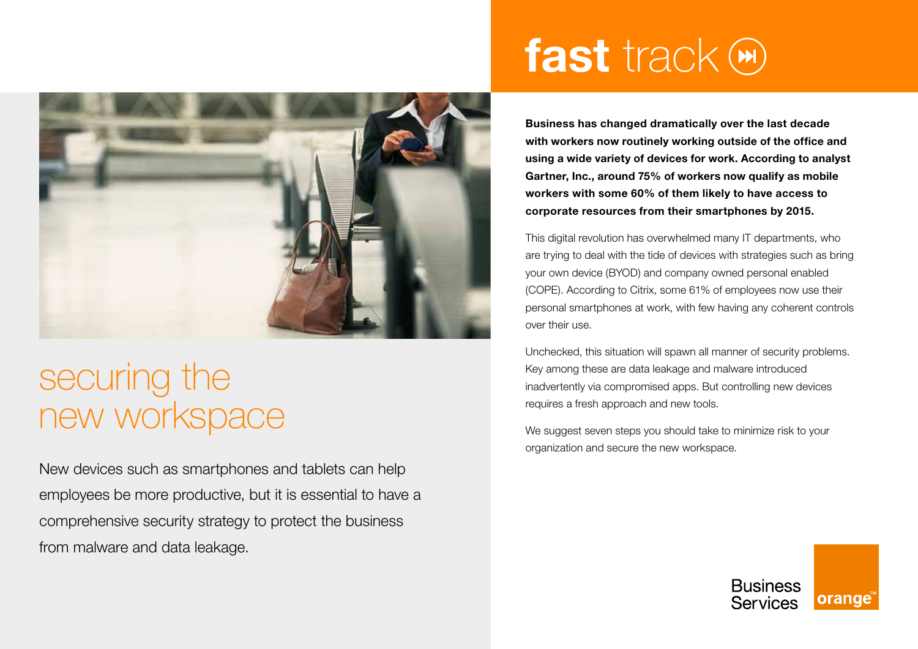# fast track

# securing the new workspace

New devices such as smartphones and tablets can help employees be more productive, but it is essential to have a comprehensive security strategy to protect the business from malware and data leakage.

**Business has changed dramatically over the last decade with workers now routinely working outside of the office and using a wide variety of devices for work. According to analyst Gartner, Inc., around 75% of workers now qualify as mobile workers with some 60% of them likely to have access to corporate resources from their smartphones by 2015.**

This digital revolution has overwhelmed many IT departments, who are trying to deal with the tide of devices with strategies such as bring your own device (BYOD) and company owned personal enabled (COPE). According to Citrix, some 61% of employees now use their personal smartphones at work, with few having any coherent controls over their use.

Unchecked, this situation will spawn all manner of security problems. Key among these are data leakage and malware introduced inadvertently via compromised apps. But controlling new devices requires a fresh approach and new tools.

We suggest seven steps you should take to minimize risk to your organization and secure the new workspace.

Business Services

orange™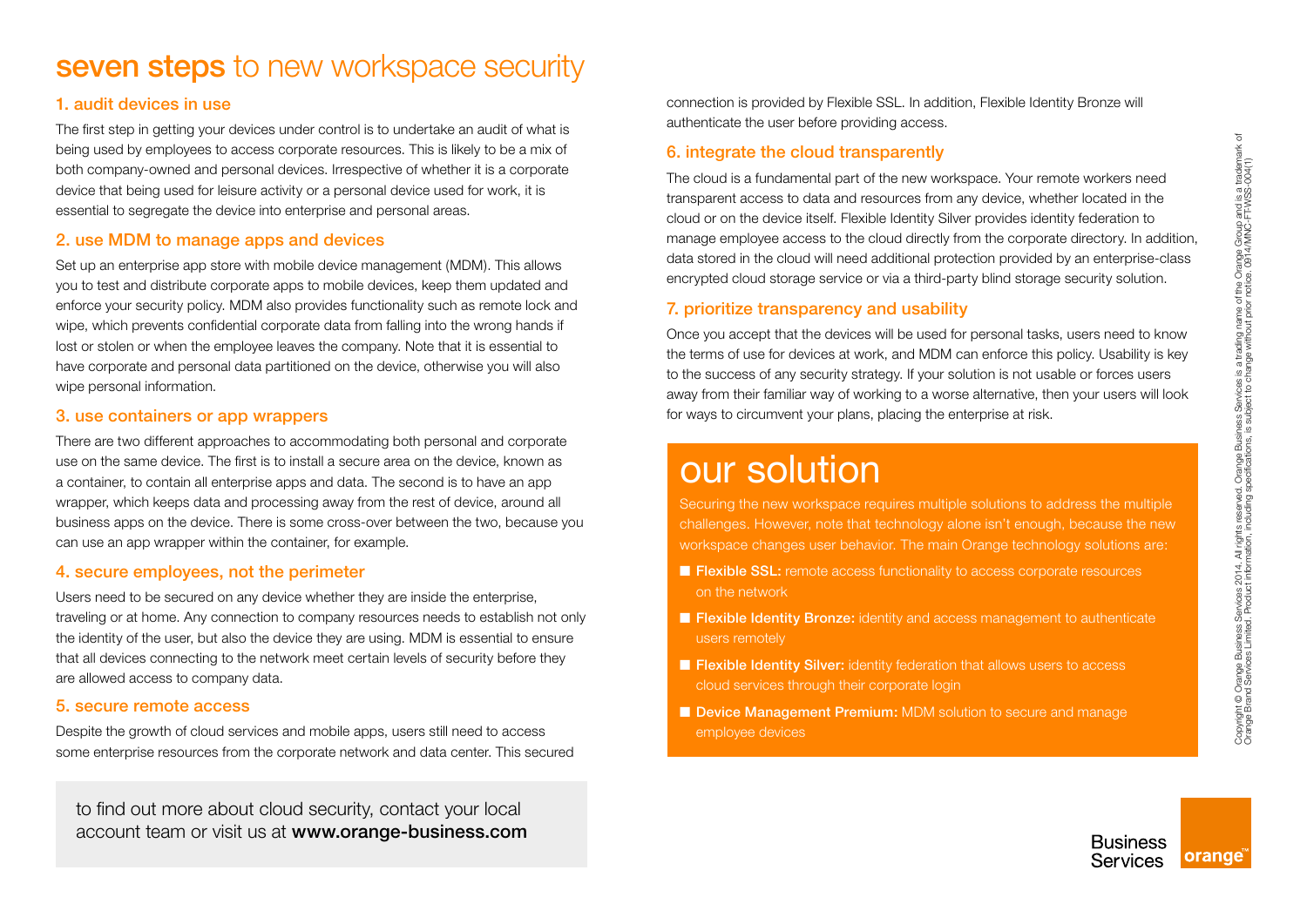# seven steps to new workspace security

## 1. audit devices in use

The first step in getting your devices under control is to undertake an audit of what is being used by employees to access corporate resources. This is likely to be a mix of both company-owned and personal devices. Irrespective of whether it is a corporate device that being used for leisure activity or a personal device used for work, it is essential to segregate the device into enterprise and personal areas.

## 2. use MDM to manage apps and devices

Set up an enterprise app store with mobile device management (MDM). This allows you to test and distribute corporate apps to mobile devices, keep them updated and enforce your security policy. MDM also provides functionality such as remote lock and wipe, which prevents confidential corporate data from falling into the wrong hands if lost or stolen or when the employee leaves the company. Note that it is essential to have corporate and personal data partitioned on the device, otherwise you will also wipe personal information.

## 3. use containers or app wrappers

There are two different approaches to accommodating both personal and corporate use on the same device. The first is to install a secure area on the device, known as a container, to contain all enterprise apps and data. The second is to have an app wrapper, which keeps data and processing away from the rest of device, around all business apps on the device. There is some cross-over between the two, because you can use an app wrapper within the container, for example.

## 4. secure employees, not the perimeter

Users need to be secured on any device whether they are inside the enterprise, traveling or at home. Any connection to company resources needs to establish not only the identity of the user, but also the device they are using. MDM is essential to ensure that all devices connecting to the network meet certain levels of security before they are allowed access to company data.

## 5. secure remote access

Despite the growth of cloud services and mobile apps, users still need to access some enterprise resources from the corporate network and data center. This secured connection is provided by Flexible SSL. In addition, Flexible Identity Bronze will authenticate the user before providing access.

## 6. integrate the cloud transparently

The cloud is a fundamental part of the new workspace. Your remote workers need transparent access to data and resources from any device, whether located in the cloud or on the device itself. Flexible Identity Silver provides identity federation to manage employee access to the cloud directly from the corporate directory. In addition, data stored in the cloud will need additional protection provided by an enterprise-class encrypted cloud storage service or via a third-party blind storage security solution.

## 7. prioritize transparency and usability

Once you accept that the devices will be used for personal tasks, users need to know the terms of use for devices at work, and MDM can enforce this policy. Usability is key to the success of any security strategy. If your solution is not usable or forces users away from their familiar way of working to a worse alternative, then your users will look for ways to circumvent your plans, placing the enterprise at risk.

# our solution

Securing the new workspace requires multiple solutions to address the multiple challenges. However, note that technology alone isn't enough, because the new workspace changes user behavior. The main Orange technology solutions are:

- **Flexible SSL:** remote access functionality to access corporate resources on the network
- **Flexible Identity Bronze:** identity and access management to authenticate users remotely
- **Flexible Identity Silver:** identity federation that allows users to access cloud services through their corporate login
- **Device Management Premium:** MDM solution to secure and manage employee devices

to find out more about cloud security, contact your local account team or visit us at **www.orange-business.com**

Copyright © Orange Business Services 2014. All rights reserved. Orange Business Services is a trading name of the Orange Group and is a trademark of Orange Brand Services Limited. Product information, including specifications, is subject to change without prior notice. 0914/MNC-FT-WSS-004(1)

Business Services orange™